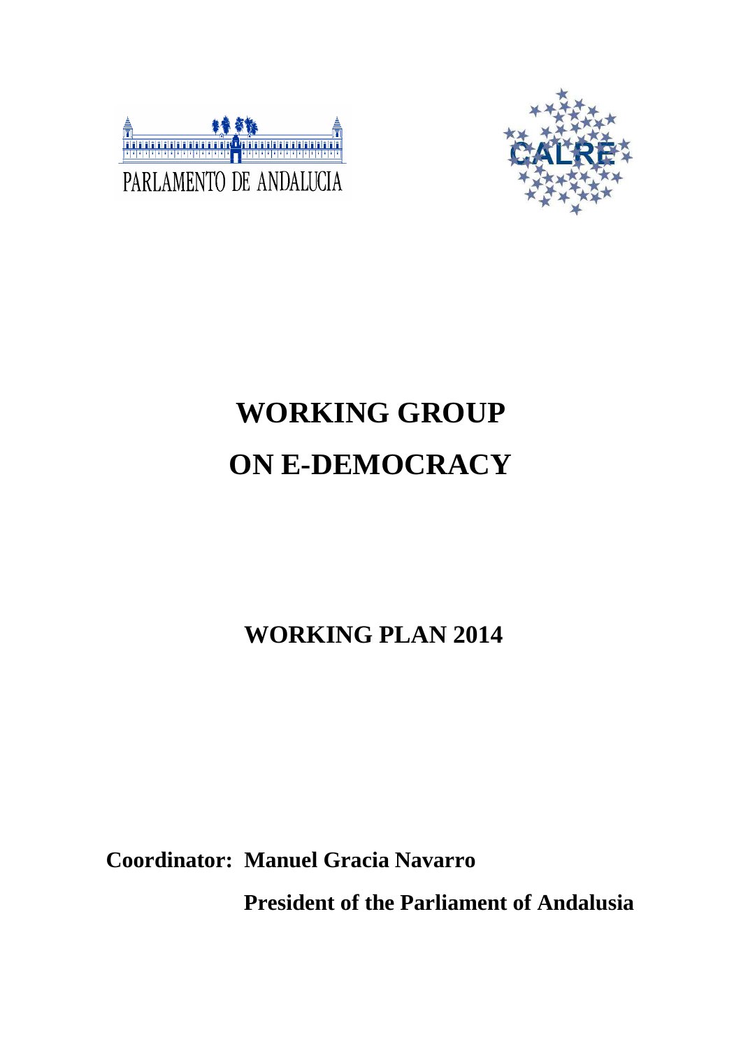PARLAMENTO DE ANDALUCIA

CALRE

# WORKING GROUP
# ON E-DEMOCRACY

## WORKING PLAN 2014

**Coordinator: Manuel Gracia Navarro**

**President of the Parliament of Andalusia**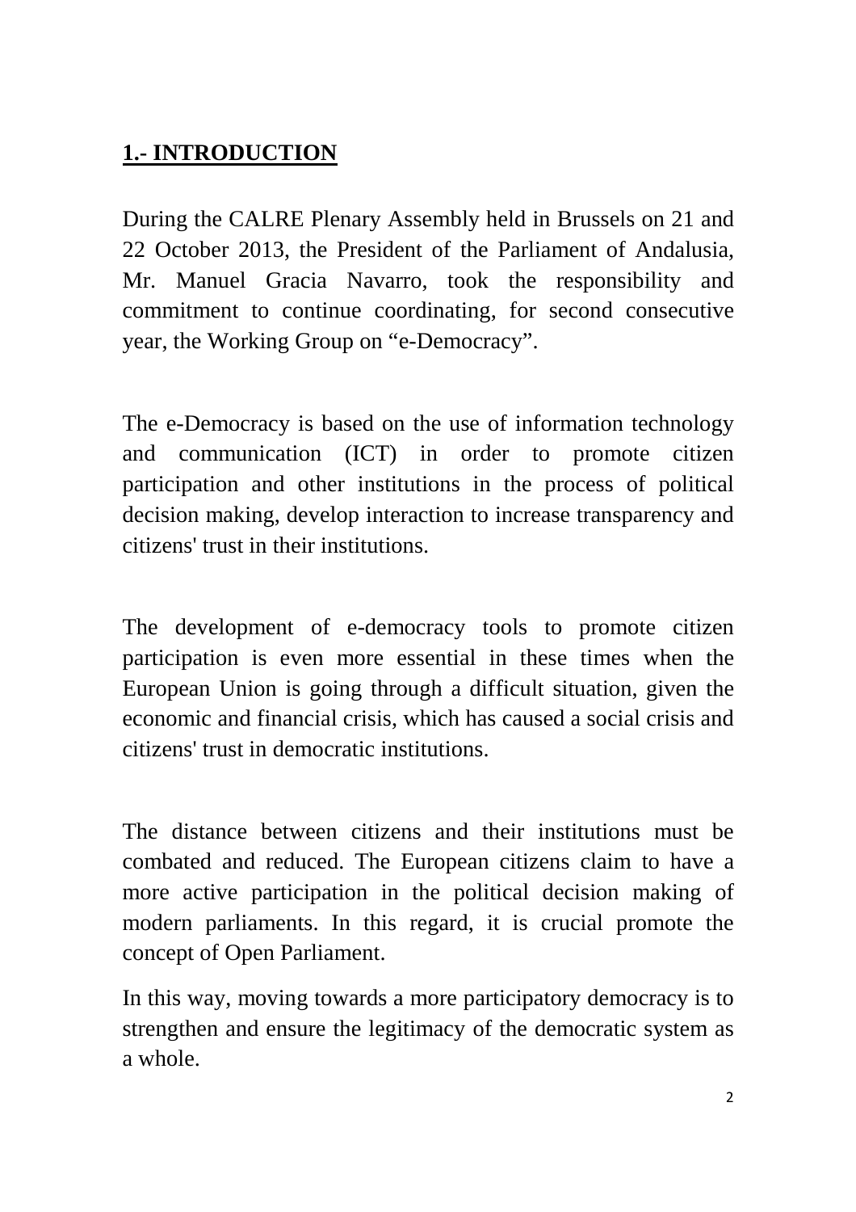## 1.- INTRODUCTION

During the CALRE Plenary Assembly held in Brussels on 21 and 22 October 2013, the President of the Parliament of Andalusia, Mr. Manuel Gracia Navarro, took the responsibility and commitment to continue coordinating, for second consecutive year, the Working Group on "e-Democracy".

The e-Democracy is based on the use of information technology and communication (ICT) in order to promote citizen participation and other institutions in the process of political decision making, develop interaction to increase transparency and citizens' trust in their institutions.

The development of e-democracy tools to promote citizen participation is even more essential in these times when the European Union is going through a difficult situation, given the economic and financial crisis, which has caused a social crisis and citizens' trust in democratic institutions.

The distance between citizens and their institutions must be combated and reduced. The European citizens claim to have a more active participation in the political decision making of modern parliaments. In this regard, it is crucial promote the concept of Open Parliament.

In this way, moving towards a more participatory democracy is to strengthen and ensure the legitimacy of the democratic system as a whole.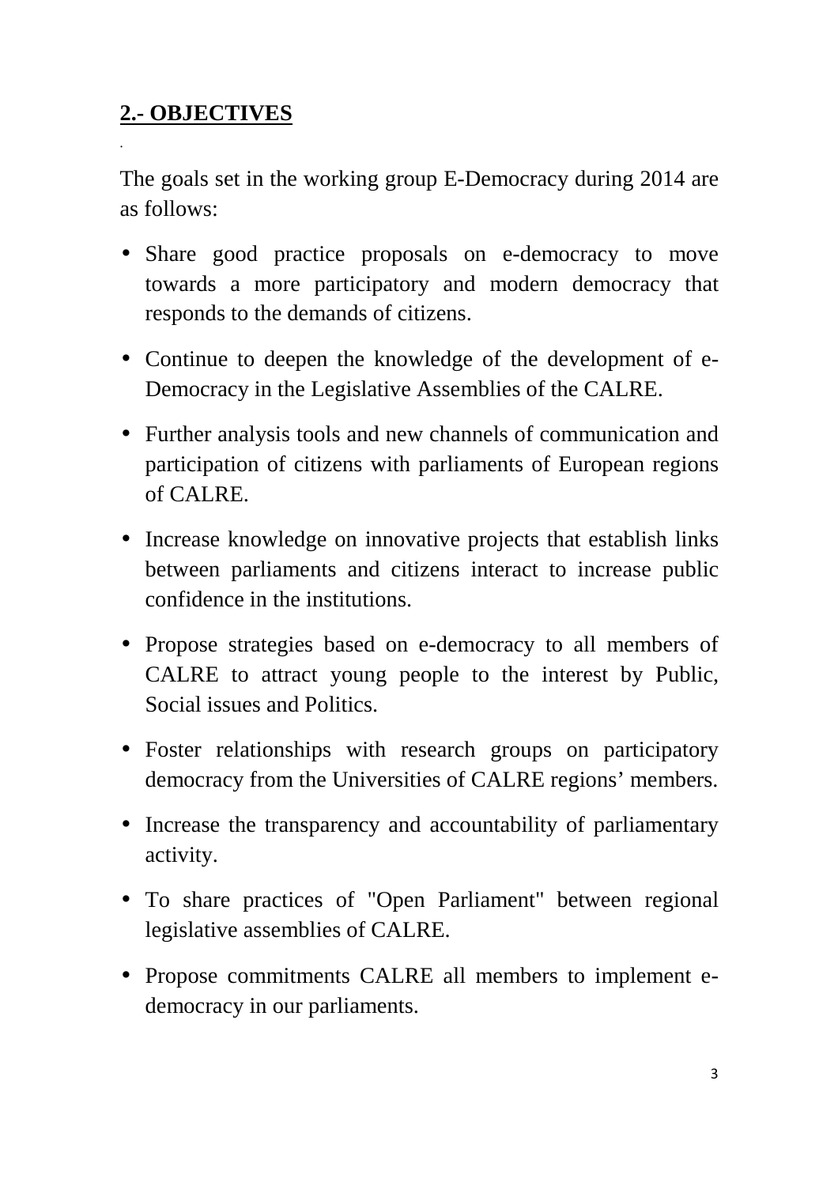## 2.- OBJECTIVES

The goals set in the working group E-Democracy during 2014 are as follows:

- Share good practice proposals on e-democracy to move towards a more participatory and modern democracy that responds to the demands of citizens.
- Continue to deepen the knowledge of the development of e-Democracy in the Legislative Assemblies of the CALRE.
- Further analysis tools and new channels of communication and participation of citizens with parliaments of European regions of CALRE.
- Increase knowledge on innovative projects that establish links between parliaments and citizens interact to increase public confidence in the institutions.
- Propose strategies based on e-democracy to all members of CALRE to attract young people to the interest by Public, Social issues and Politics.
- Foster relationships with research groups on participatory democracy from the Universities of CALRE regions' members.
- Increase the transparency and accountability of parliamentary activity.
- To share practices of "Open Parliament" between regional legislative assemblies of CALRE.
- Propose commitments CALRE all members to implement e-democracy in our parliaments.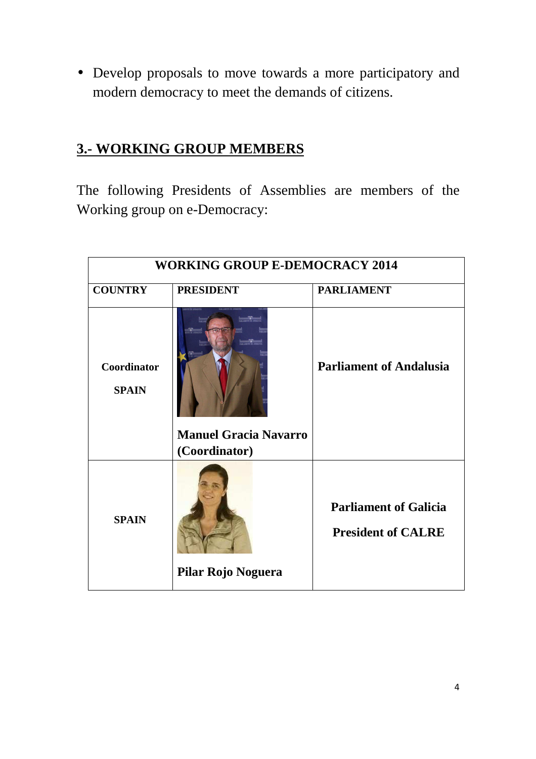- Develop proposals to move towards a more participatory and modern democracy to meet the demands of citizens.

## 3.- WORKING GROUP MEMBERS

The following Presidents of Assemblies are members of the Working group on e-Democracy:

| WORKING GROUP E-DEMOCRACY 2014 | | |
|---|---|---|
| **COUNTRY** | **PRESIDENT** | **PARLIAMENT** |
| **Coordinator** **SPAIN** | **Manuel Gracia Navarro (Coordinator)** | **Parliament of Andalusia** |
| **SPAIN** | **Pilar Rojo Noguera** | **Parliament of Galicia** **President of CALRE** |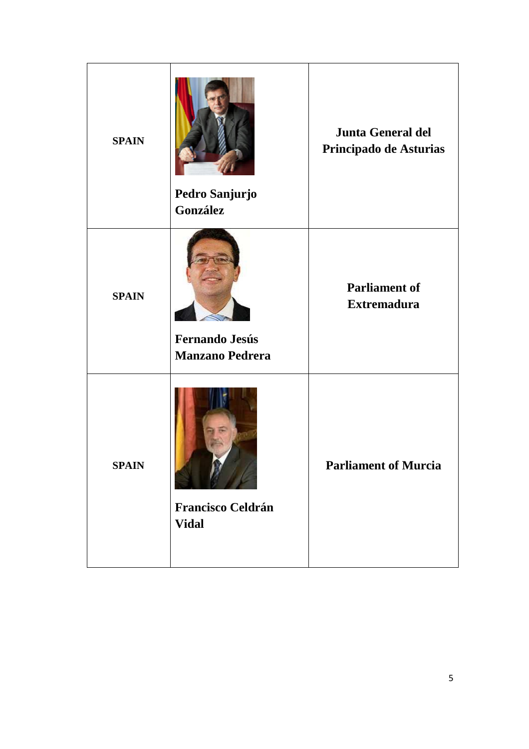| | | |
|---|---|---|
| **SPAIN** | **Pedro Sanjurjo González** | **Junta General del Principado de Asturias** |
| **SPAIN** | **Fernando Jesús Manzano Pedrera** | **Parliament of Extremadura** |
| **SPAIN** | **Francisco Celdrán Vidal** | **Parliament of Murcia** |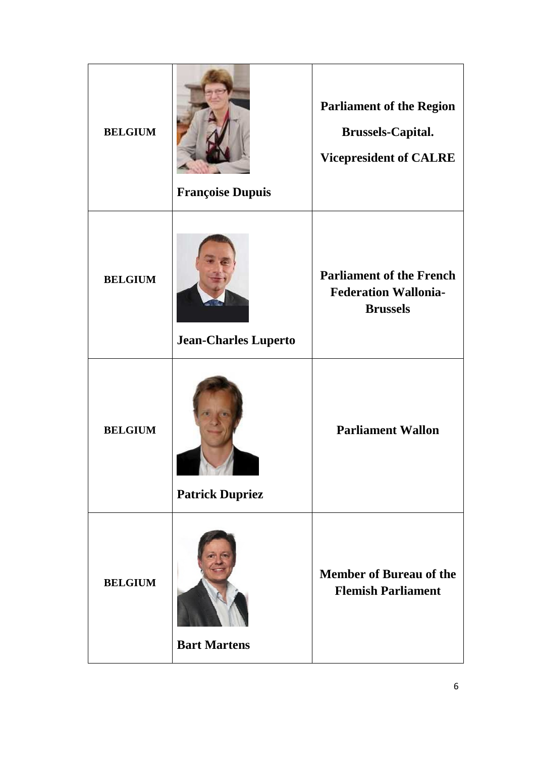| | | |
|---|---|---|
| **BELGIUM** | **Françoise Dupuis** | **Parliament of the Region Brussels-Capital. Vicepresident of CALRE** |
| **BELGIUM** | **Jean-Charles Luperto** | **Parliament of the French Federation Wallonia-Brussels** |
| **BELGIUM** | **Patrick Dupriez** | **Parliament Wallon** |
| **BELGIUM** | **Bart Martens** | **Member of Bureau of the Flemish Parliament** |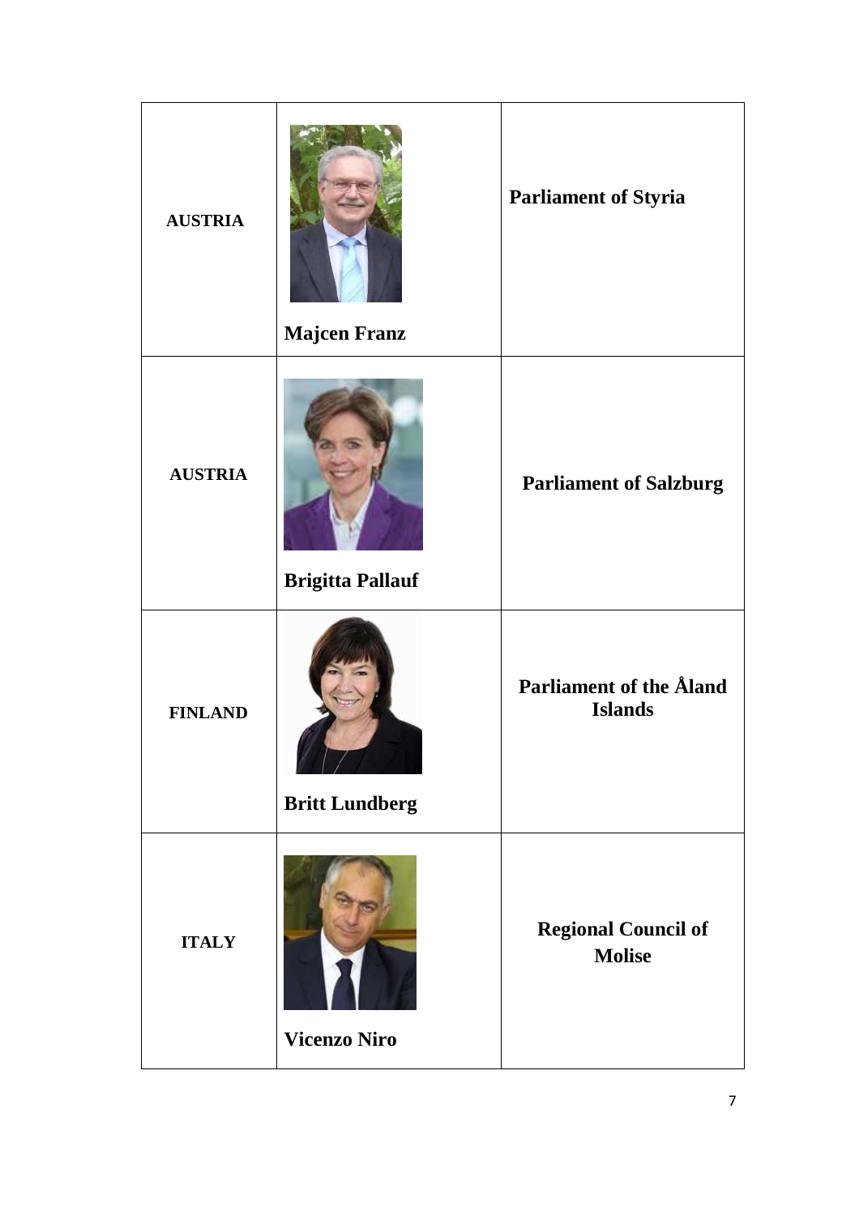| | | |
|---|---|---|
| **AUSTRIA** | **Majcen Franz** | **Parliament of Styria** |
| **AUSTRIA** | **Brigitta Pallauf** | **Parliament of Salzburg** |
| **FINLAND** | **Britt Lundberg** | **Parliament of the Åland Islands** |
| **ITALY** | **Vicenzo Niro** | **Regional Council of Molise** |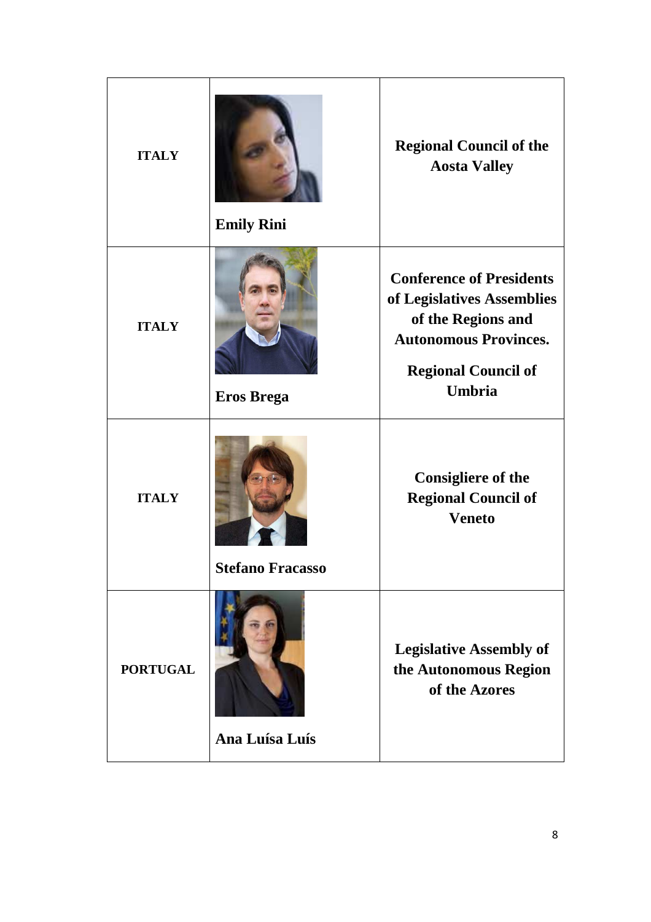| | | |
|---|---|---|
| **ITALY** | **Emily Rini** | **Regional Council of the Aosta Valley** |
| **ITALY** | **Eros Brega** | **Conference of Presidents of Legislatives Assemblies of the Regions and Autonomous Provinces.** **Regional Council of Umbria** |
| **ITALY** | **Stefano Fracasso** | **Consigliere of the Regional Council of Veneto** |
| **PORTUGAL** | **Ana Luísa Luís** | **Legislative Assembly of the Autonomous Region of the Azores** |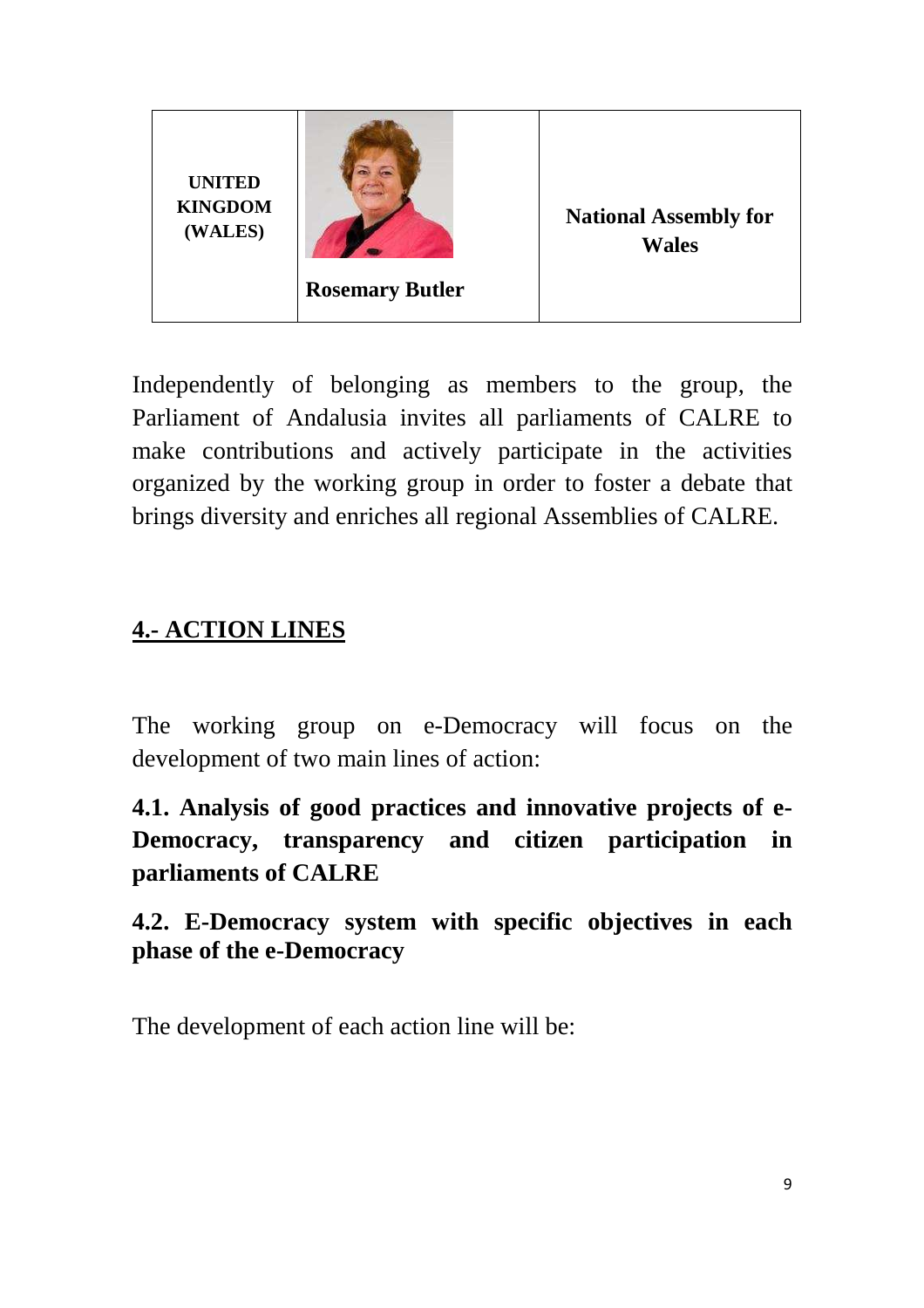| UNITED KINGDOM (WALES) | Rosemary Butler | National Assembly for Wales |
|---|---|---|

Independently of belonging as members to the group, the Parliament of Andalusia invites all parliaments of CALRE to make contributions and actively participate in the activities organized by the working group in order to foster a debate that brings diversity and enriches all regional Assemblies of CALRE.

## 4.- ACTION LINES

The working group on e-Democracy will focus on the development of two main lines of action:

### 4.1. Analysis of good practices and innovative projects of e-Democracy, transparency and citizen participation in parliaments of CALRE

### 4.2. E-Democracy system with specific objectives in each phase of the e-Democracy

The development of each action line will be: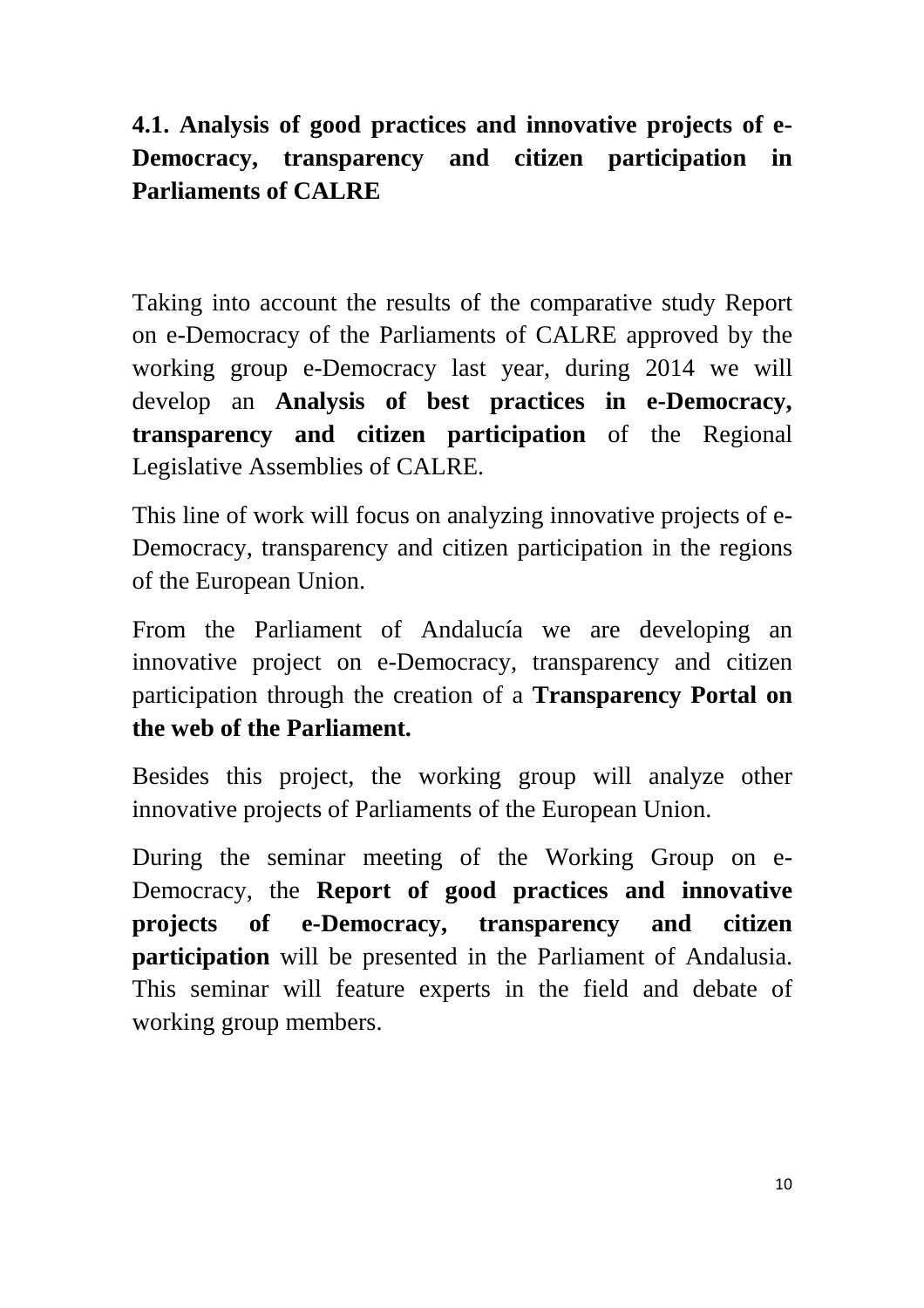## 4.1. Analysis of good practices and innovative projects of e-Democracy, transparency and citizen participation in Parliaments of CALRE

Taking into account the results of the comparative study Report on e-Democracy of the Parliaments of CALRE approved by the working group e-Democracy last year, during 2014 we will develop an **Analysis of best practices in e-Democracy, transparency and citizen participation** of the Regional Legislative Assemblies of CALRE.

This line of work will focus on analyzing innovative projects of e-Democracy, transparency and citizen participation in the regions of the European Union.

From the Parliament of Andalucía we are developing an innovative project on e-Democracy, transparency and citizen participation through the creation of a **Transparency Portal on the web of the Parliament.**

Besides this project, the working group will analyze other innovative projects of Parliaments of the European Union.

During the seminar meeting of the Working Group on e-Democracy, the **Report of good practices and innovative projects of e-Democracy, transparency and citizen participation** will be presented in the Parliament of Andalusia. This seminar will feature experts in the field and debate of working group members.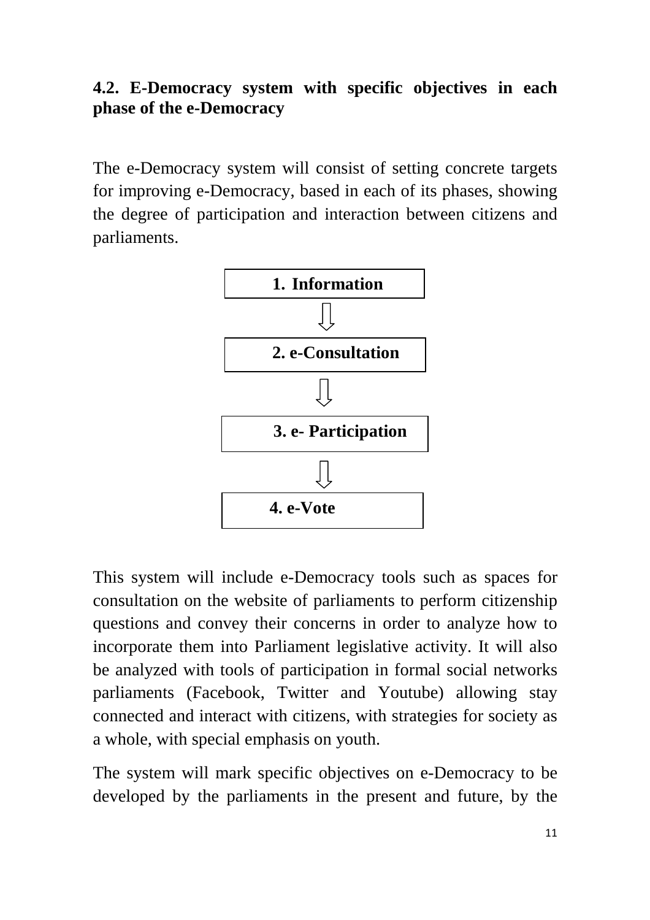## 4.2. E-Democracy system with specific objectives in each phase of the e-Democracy

The e-Democracy system will consist of setting concrete targets for improving e-Democracy, based in each of its phases, showing the degree of participation and interaction between citizens and parliaments.

**1. Information**

⇓

**2. e-Consultation**

⇓

**3. e- Participation**

⇓

**4. e-Vote**

This system will include e-Democracy tools such as spaces for consultation on the website of parliaments to perform citizenship questions and convey their concerns in order to analyze how to incorporate them into Parliament legislative activity. It will also be analyzed with tools of participation in formal social networks parliaments (Facebook, Twitter and Youtube) allowing stay connected and interact with citizens, with strategies for society as a whole, with special emphasis on youth.

The system will mark specific objectives on e-Democracy to be developed by the parliaments in the present and future, by the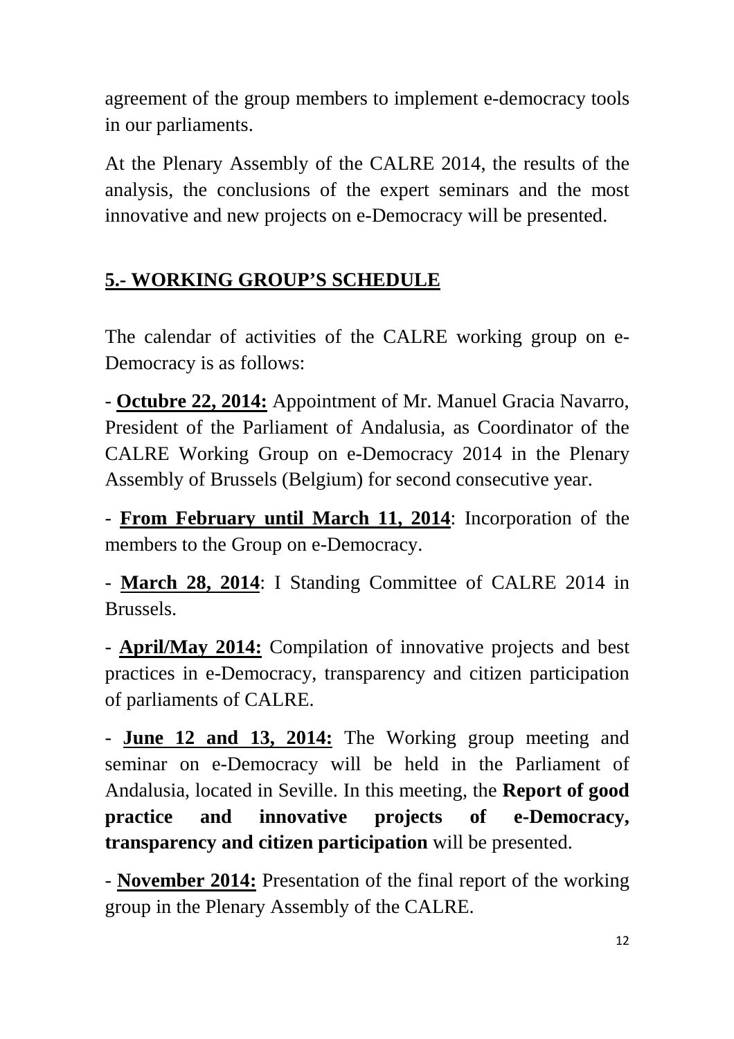agreement of the group members to implement e-democracy tools in our parliaments.

At the Plenary Assembly of the CALRE 2014, the results of the analysis, the conclusions of the expert seminars and the most innovative and new projects on e-Democracy will be presented.

## 5.- WORKING GROUP'S SCHEDULE

The calendar of activities of the CALRE working group on e-Democracy is as follows:

- **Octubre 22, 2014:** Appointment of Mr. Manuel Gracia Navarro, President of the Parliament of Andalusia, as Coordinator of the CALRE Working Group on e-Democracy 2014 in the Plenary Assembly of Brussels (Belgium) for second consecutive year.

- **From February until March 11, 2014**: Incorporation of the members to the Group on e-Democracy.

- **March 28, 2014**: I Standing Committee of CALRE 2014 in Brussels.

- **April/May 2014:** Compilation of innovative projects and best practices in e-Democracy, transparency and citizen participation of parliaments of CALRE.

- **June 12 and 13, 2014:** The Working group meeting and seminar on e-Democracy will be held in the Parliament of Andalusia, located in Seville. In this meeting, the **Report of good practice and innovative projects of e-Democracy, transparency and citizen participation** will be presented.

- **November 2014:** Presentation of the final report of the working group in the Plenary Assembly of the CALRE.